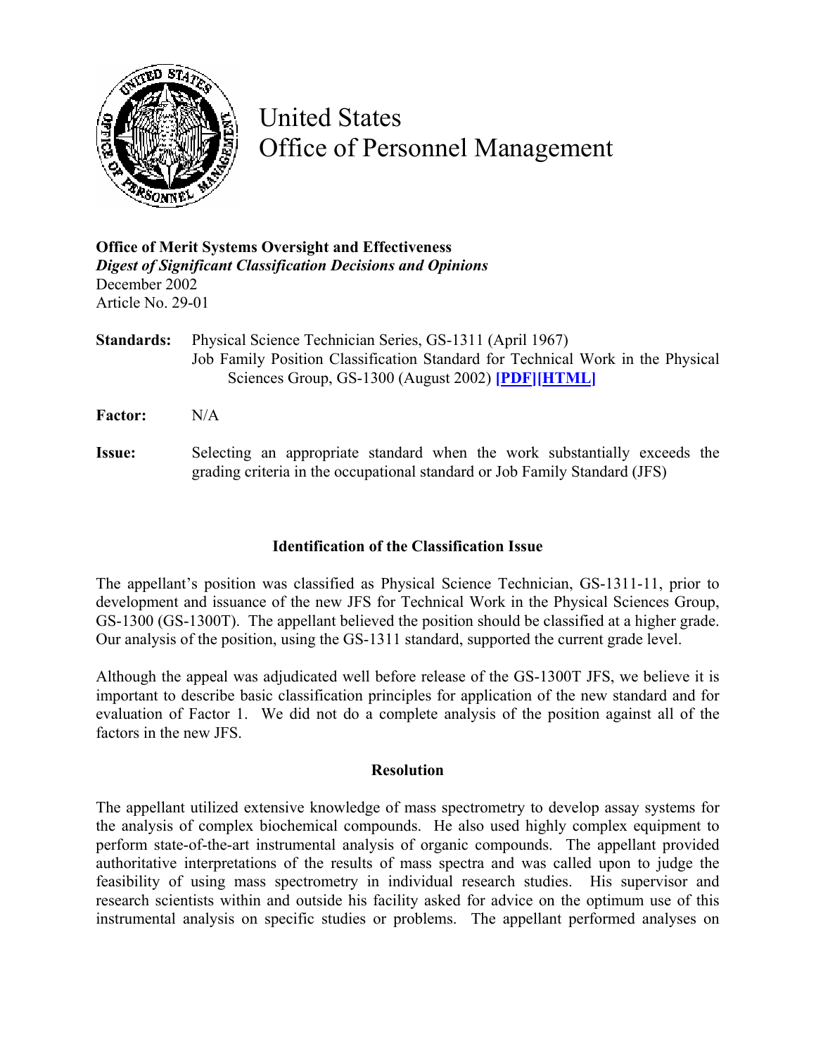# United States Office of Personnel Management

**Office of Merit Systems Oversight and Effectiveness**
***Digest of Significant Classification Decisions and Opinions***
December 2002
Article No. 29-01

**Standards:** Physical Science Technician Series, GS-1311 (April 1967)
Job Family Position Classification Standard for Technical Work in the Physical Sciences Group, GS-1300 (August 2002) **[PDF][HTML]**

**Factor:** N/A

**Issue:** Selecting an appropriate standard when the work substantially exceeds the grading criteria in the occupational standard or Job Family Standard (JFS)

### Identification of the Classification Issue

The appellant's position was classified as Physical Science Technician, GS-1311-11, prior to development and issuance of the new JFS for Technical Work in the Physical Sciences Group, GS-1300 (GS-1300T). The appellant believed the position should be classified at a higher grade. Our analysis of the position, using the GS-1311 standard, supported the current grade level.

Although the appeal was adjudicated well before release of the GS-1300T JFS, we believe it is important to describe basic classification principles for application of the new standard and for evaluation of Factor 1. We did not do a complete analysis of the position against all of the factors in the new JFS.

### Resolution

The appellant utilized extensive knowledge of mass spectrometry to develop assay systems for the analysis of complex biochemical compounds. He also used highly complex equipment to perform state-of-the-art instrumental analysis of organic compounds. The appellant provided authoritative interpretations of the results of mass spectra and was called upon to judge the feasibility of using mass spectrometry in individual research studies. His supervisor and research scientists within and outside his facility asked for advice on the optimum use of this instrumental analysis on specific studies or problems. The appellant performed analyses on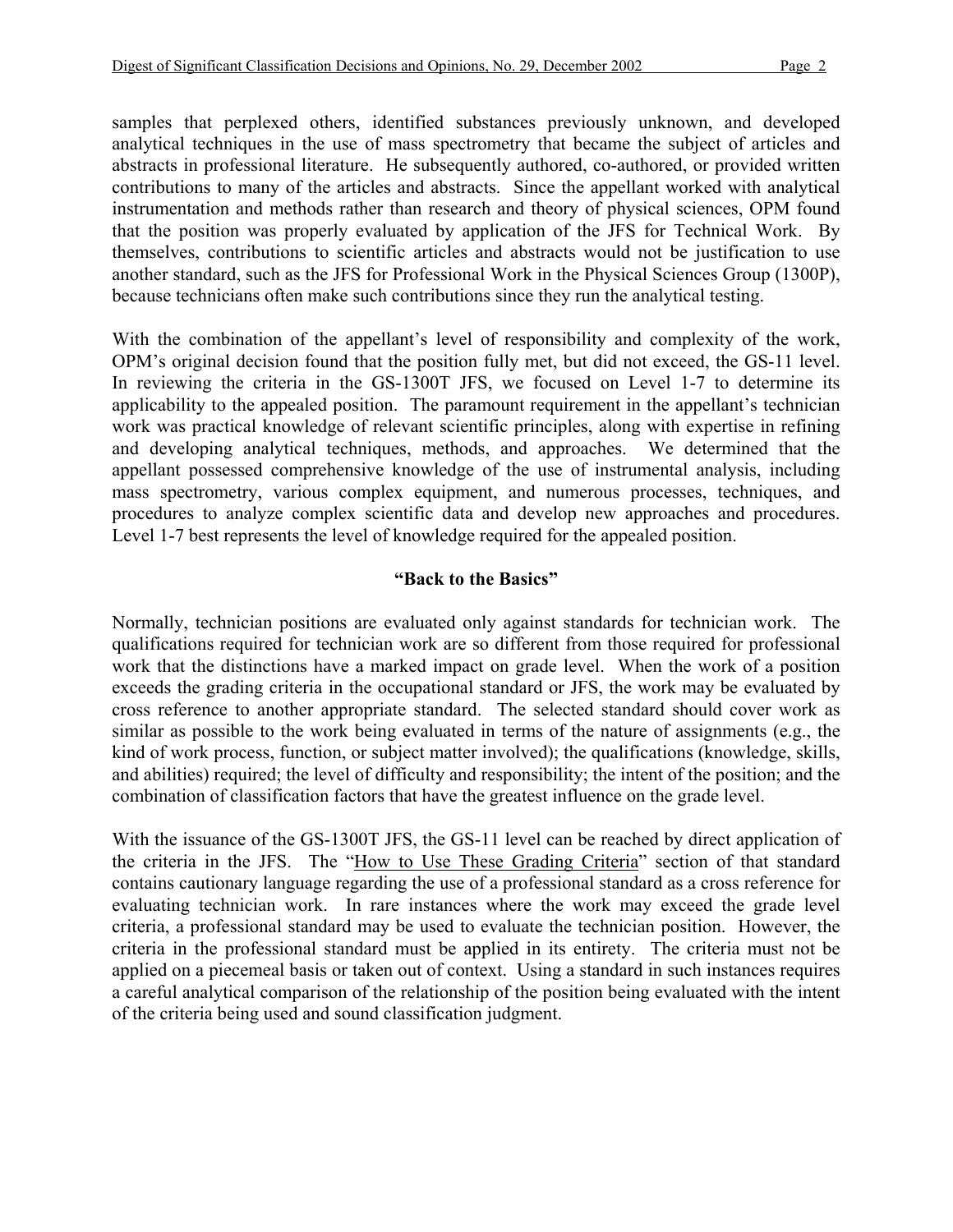samples that perplexed others, identified substances previously unknown, and developed analytical techniques in the use of mass spectrometry that became the subject of articles and abstracts in professional literature. He subsequently authored, co-authored, or provided written contributions to many of the articles and abstracts. Since the appellant worked with analytical instrumentation and methods rather than research and theory of physical sciences, OPM found that the position was properly evaluated by application of the JFS for Technical Work. By themselves, contributions to scientific articles and abstracts would not be justification to use another standard, such as the JFS for Professional Work in the Physical Sciences Group (1300P), because technicians often make such contributions since they run the analytical testing.

With the combination of the appellant's level of responsibility and complexity of the work, OPM's original decision found that the position fully met, but did not exceed, the GS-11 level. In reviewing the criteria in the GS-1300T JFS, we focused on Level 1-7 to determine its applicability to the appealed position. The paramount requirement in the appellant's technician work was practical knowledge of relevant scientific principles, along with expertise in refining and developing analytical techniques, methods, and approaches. We determined that the appellant possessed comprehensive knowledge of the use of instrumental analysis, including mass spectrometry, various complex equipment, and numerous processes, techniques, and procedures to analyze complex scientific data and develop new approaches and procedures. Level 1-7 best represents the level of knowledge required for the appealed position.

### "Back to the Basics"

Normally, technician positions are evaluated only against standards for technician work. The qualifications required for technician work are so different from those required for professional work that the distinctions have a marked impact on grade level. When the work of a position exceeds the grading criteria in the occupational standard or JFS, the work may be evaluated by cross reference to another appropriate standard. The selected standard should cover work as similar as possible to the work being evaluated in terms of the nature of assignments (e.g., the kind of work process, function, or subject matter involved); the qualifications (knowledge, skills, and abilities) required; the level of difficulty and responsibility; the intent of the position; and the combination of classification factors that have the greatest influence on the grade level.

With the issuance of the GS-1300T JFS, the GS-11 level can be reached by direct application of the criteria in the JFS. The "How to Use These Grading Criteria" section of that standard contains cautionary language regarding the use of a professional standard as a cross reference for evaluating technician work. In rare instances where the work may exceed the grade level criteria, a professional standard may be used to evaluate the technician position. However, the criteria in the professional standard must be applied in its entirety. The criteria must not be applied on a piecemeal basis or taken out of context. Using a standard in such instances requires a careful analytical comparison of the relationship of the position being evaluated with the intent of the criteria being used and sound classification judgment.